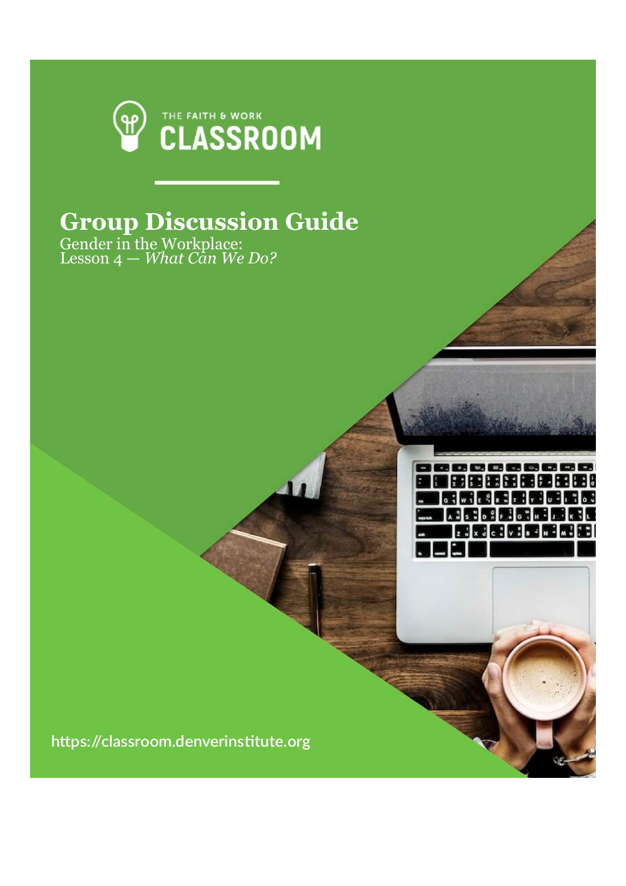THE FAITH & WORK

CLASSROOM

# Group Discussion Guide

Gender in the Workplace:
Lesson 4 — *What Can We Do?*

https://classroom.denverinstitute.org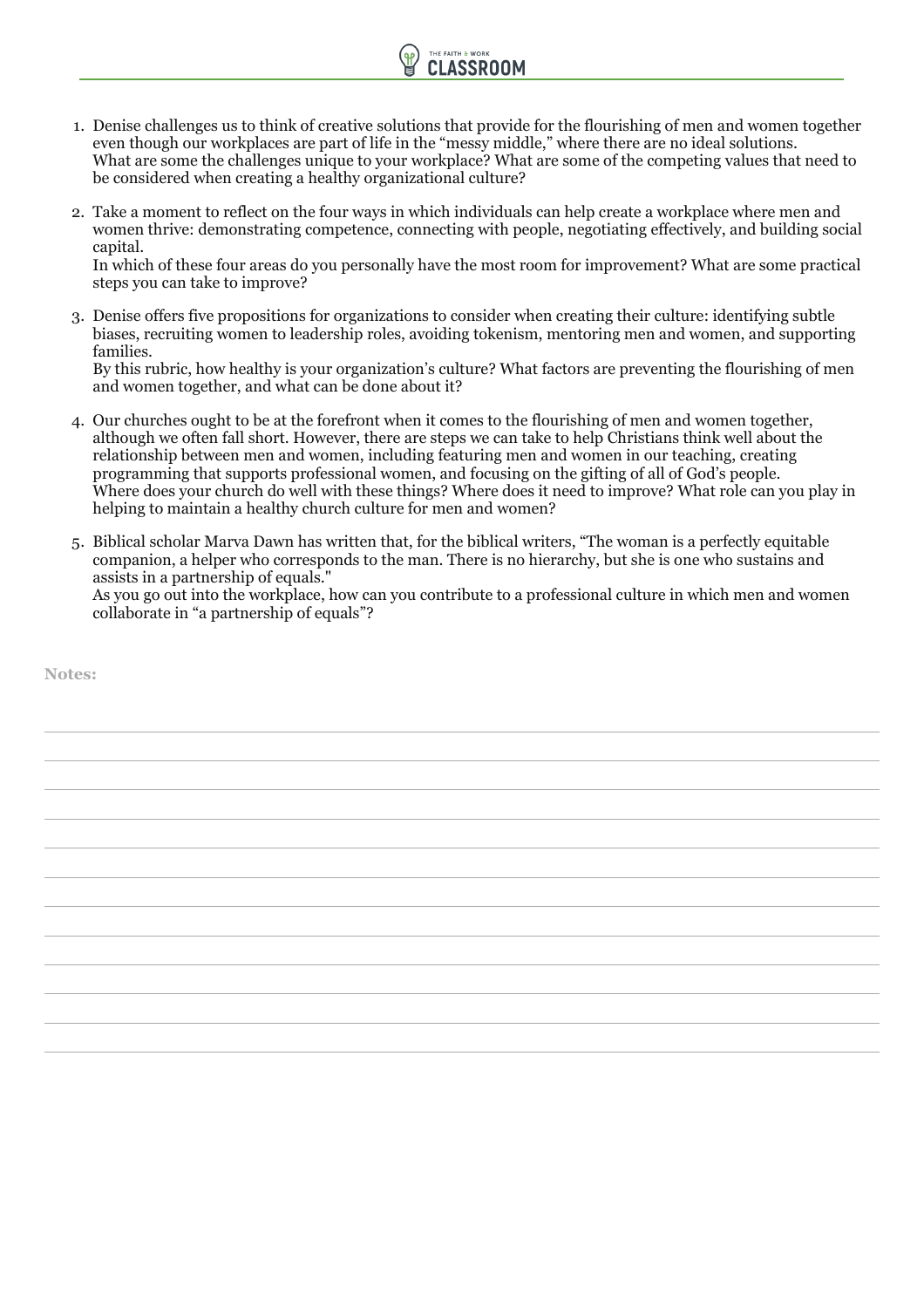1. Denise challenges us to think of creative solutions that provide for the flourishing of men and women together even though our workplaces are part of life in the "messy middle," where there are no ideal solutions.
   What are some the challenges unique to your workplace? What are some of the competing values that need to be considered when creating a healthy organizational culture?

2. Take a moment to reflect on the four ways in which individuals can help create a workplace where men and women thrive: demonstrating competence, connecting with people, negotiating effectively, and building social capital.
   In which of these four areas do you personally have the most room for improvement? What are some practical steps you can take to improve?

3. Denise offers five propositions for organizations to consider when creating their culture: identifying subtle biases, recruiting women to leadership roles, avoiding tokenism, mentoring men and women, and supporting families.
   By this rubric, how healthy is your organization's culture? What factors are preventing the flourishing of men and women together, and what can be done about it?

4. Our churches ought to be at the forefront when it comes to the flourishing of men and women together, although we often fall short. However, there are steps we can take to help Christians think well about the relationship between men and women, including featuring men and women in our teaching, creating programming that supports professional women, and focusing on the gifting of all of God's people.
   Where does your church do well with these things? Where does it need to improve? What role can you play in helping to maintain a healthy church culture for men and women?

5. Biblical scholar Marva Dawn has written that, for the biblical writers, "The woman is a perfectly equitable companion, a helper who corresponds to the man. There is no hierarchy, but she is one who sustains and assists in a partnership of equals."
   As you go out into the workplace, how can you contribute to a professional culture in which men and women collaborate in "a partnership of equals"?

**Notes:**